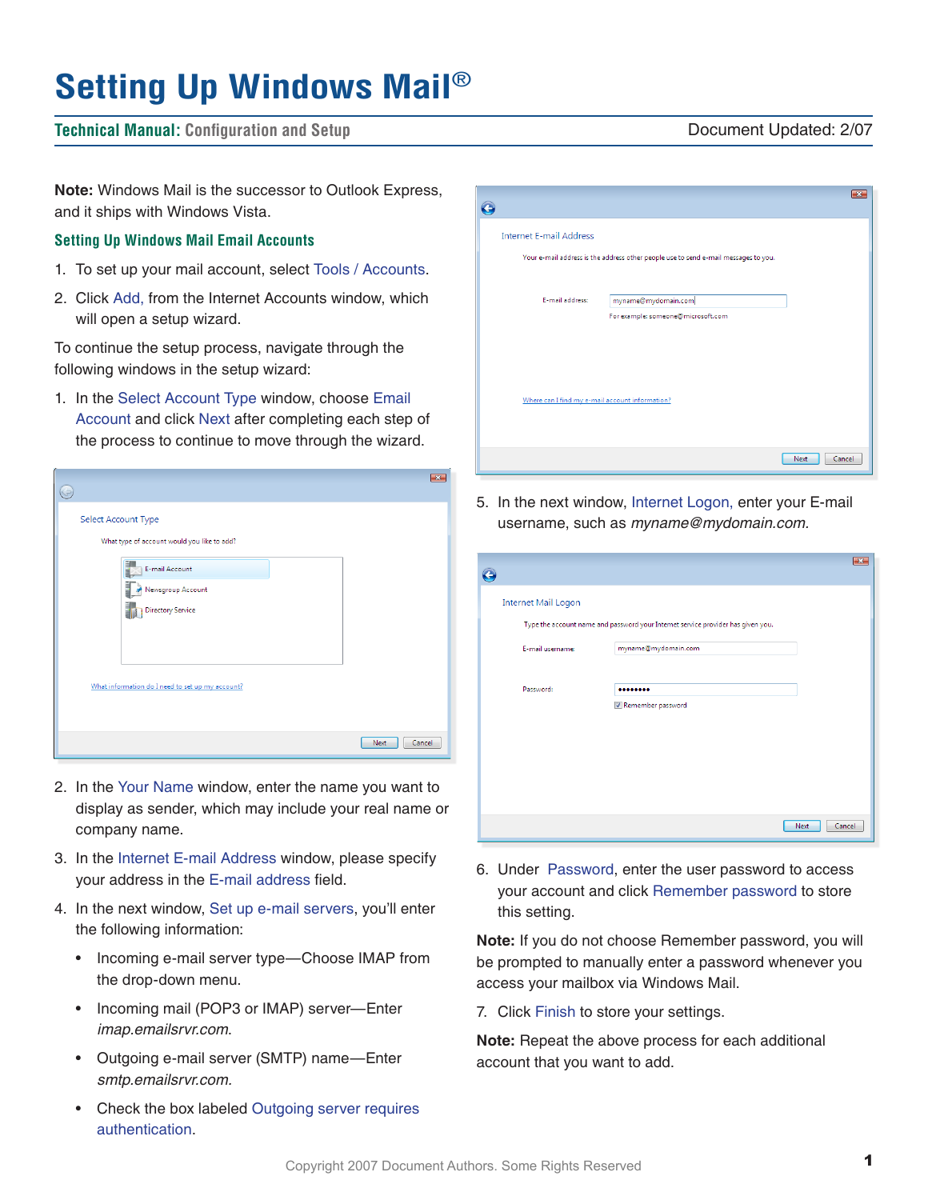# Setting Up Windows Mail®

**Technical Manual:** Configuration and Setup — Document Updated: 2/07

**Note:** Windows Mail is the successor to Outlook Express, and it ships with Windows Vista.

## Setting Up Windows Mail Email Accounts

1. To set up your mail account, select Tools / Accounts.
2. Click Add, from the Internet Accounts window, which will open a setup wizard.

To continue the setup process, navigate through the following windows in the setup wizard:

1. In the Select Account Type window, choose Email Account and click Next after completing each step of the process to continue to move through the wizard.
2. In the Your Name window, enter the name you want to display as sender, which may include your real name or company name.
3. In the Internet E-mail Address window, please specify your address in the E-mail address field.
4. In the next window, Set up e-mail servers, you'll enter the following information:
   - Incoming e-mail server type—Choose IMAP from the drop-down menu.
   - Incoming mail (POP3 or IMAP) server—Enter *imap.emailsrvr.com*.
   - Outgoing e-mail server (SMTP) name—Enter *smtp.emailsrvr.com.*
   - Check the box labeled Outgoing server requires authentication.
5. In the next window, Internet Logon, enter your E-mail username, such as *myname@mydomain.com.*
6. Under Password, enter the user password to access your account and click Remember password to store this setting.

**Note:** If you do not choose Remember password, you will be prompted to manually enter a password whenever you access your mailbox via Windows Mail.

7. Click Finish to store your settings.

**Note:** Repeat the above process for each additional account that you want to add.

Copyright 2007 Document Authors. Some Rights Reserved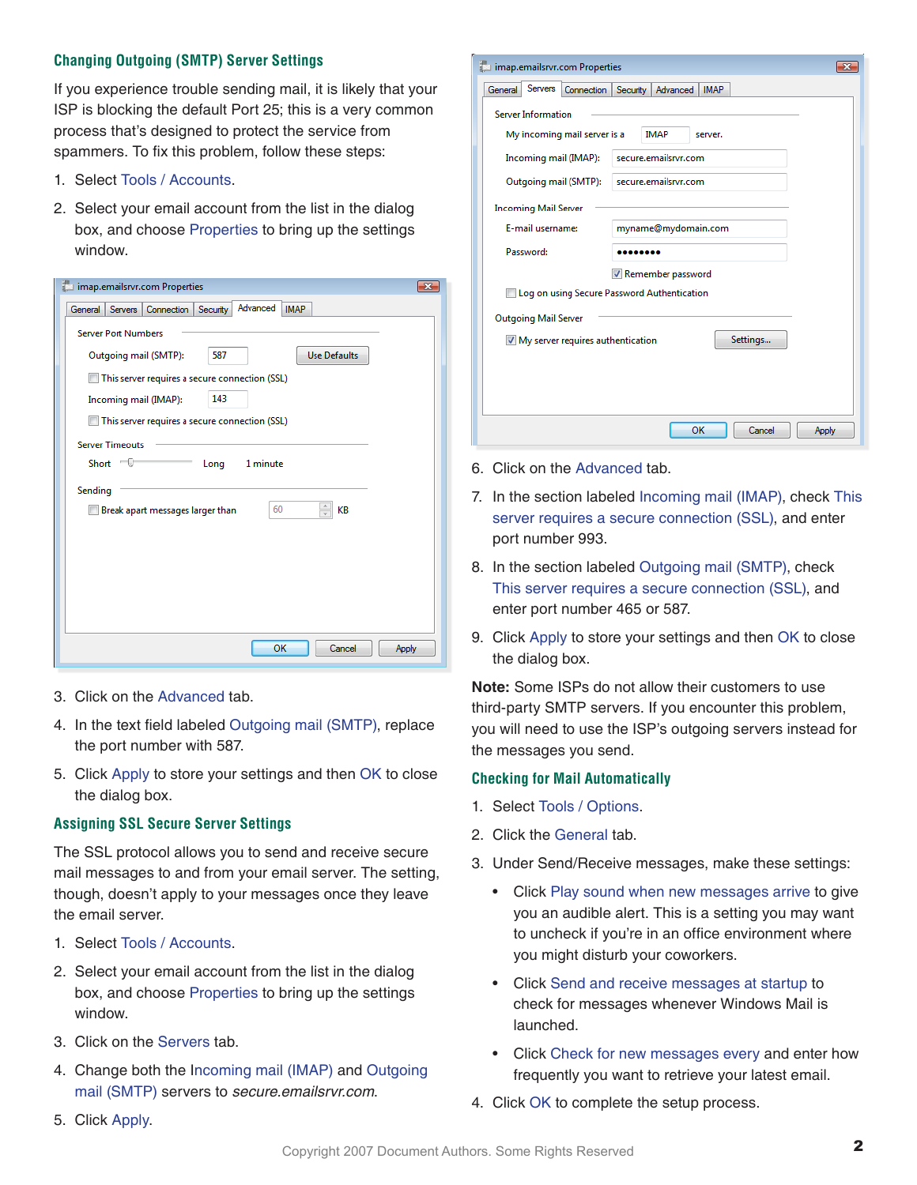## Changing Outgoing (SMTP) Server Settings

If you experience trouble sending mail, it is likely that your ISP is blocking the default Port 25; this is a very common process that's designed to protect the service from spammers. To fix this problem, follow these steps:

1. Select Tools / Accounts.
2. Select your email account from the list in the dialog box, and choose Properties to bring up the settings window.
3. Click on the Advanced tab.
4. In the text field labeled Outgoing mail (SMTP), replace the port number with 587.
5. Click Apply to store your settings and then OK to close the dialog box.

## Assigning SSL Secure Server Settings

The SSL protocol allows you to send and receive secure mail messages to and from your email server. The setting, though, doesn't apply to your messages once they leave the email server.

1. Select Tools / Accounts.
2. Select your email account from the list in the dialog box, and choose Properties to bring up the settings window.
3. Click on the Servers tab.
4. Change both the Incoming mail (IMAP) and Outgoing mail (SMTP) servers to *secure.emailsrvr.com*.
5. Click Apply.
6. Click on the Advanced tab.
7. In the section labeled Incoming mail (IMAP), check This server requires a secure connection (SSL), and enter port number 993.
8. In the section labeled Outgoing mail (SMTP), check This server requires a secure connection (SSL), and enter port number 465 or 587.
9. Click Apply to store your settings and then OK to close the dialog box.

**Note:** Some ISPs do not allow their customers to use third-party SMTP servers. If you encounter this problem, you will need to use the ISP's outgoing servers instead for the messages you send.

## Checking for Mail Automatically

1. Select Tools / Options.
2. Click the General tab.
3. Under Send/Receive messages, make these settings:
   - Click Play sound when new messages arrive to give you an audible alert. This is a setting you may want to uncheck if you're in an office environment where you might disturb your coworkers.
   - Click Send and receive messages at startup to check for messages whenever Windows Mail is launched.
   - Click Check for new messages every and enter how frequently you want to retrieve your latest email.
4. Click OK to complete the setup process.

Copyright 2007 Document Authors. Some Rights Reserved